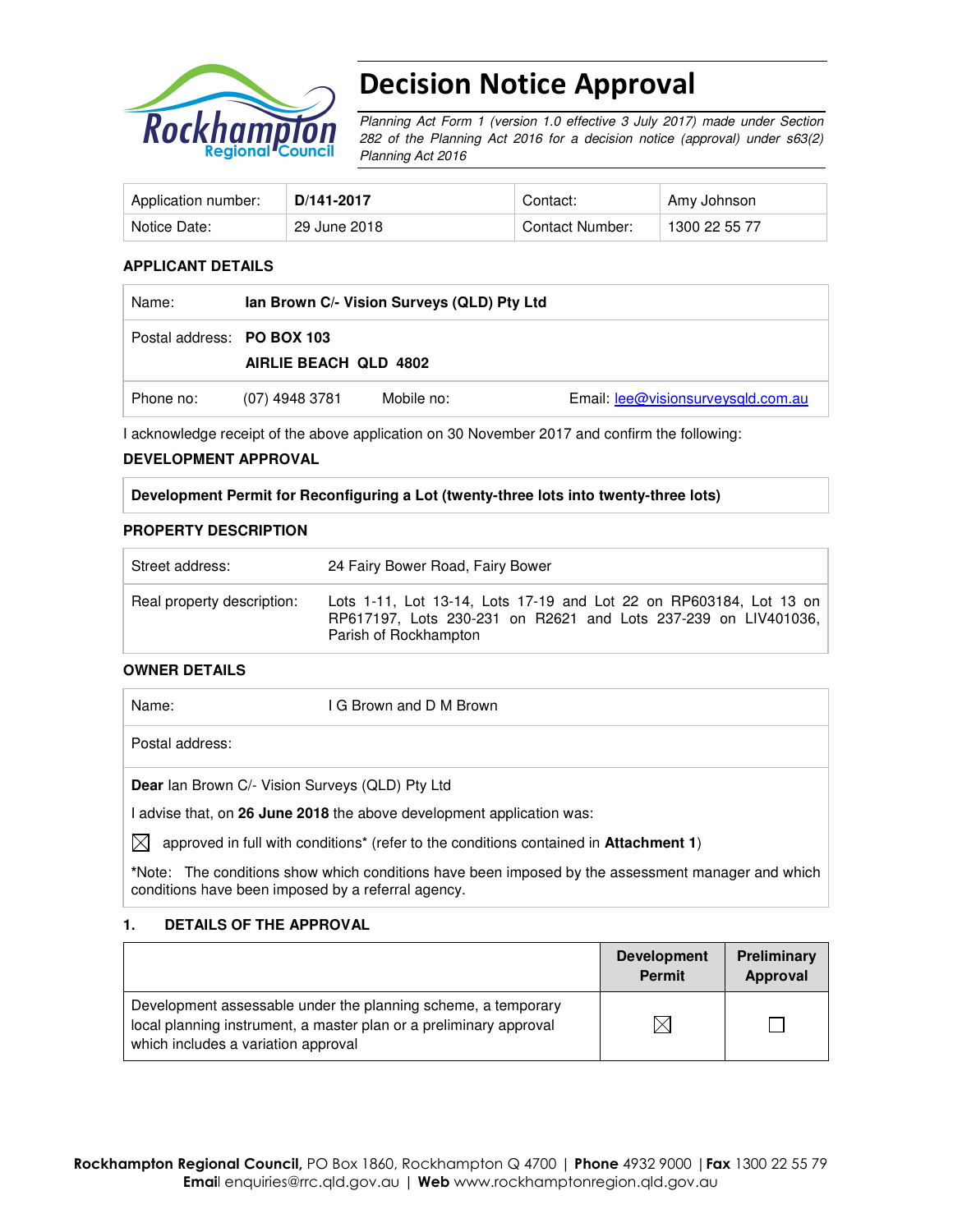# Decision Notice Approval

*Planning Act Form 1 (version 1.0 effective 3 July 2017) made under Section 282 of the Planning Act 2016 for a decision notice (approval) under s63(2) Planning Act 2016*

| Application number: | **D/141-2017** | Contact: | Amy Johnson |
|---|---|---|---|
| Notice Date: | 29 June 2018 | Contact Number: | 1300 22 55 77 |

### APPLICANT DETAILS

| Name: | **Ian Brown C/- Vision Surveys (QLD) Pty Ltd** | | |
|---|---|---|---|
| Postal address: | **PO BOX 103**<br>**AIRLIE BEACH QLD 4802** | | |
| Phone no: | (07) 4948 3781 | Mobile no: | Email: lee@visionsurveysqld.com.au |

I acknowledge receipt of the above application on 30 November 2017 and confirm the following:

### DEVELOPMENT APPROVAL

| **Development Permit for Reconfiguring a Lot (twenty-three lots into twenty-three lots)** |
|---|

### PROPERTY DESCRIPTION

| Street address: | 24 Fairy Bower Road, Fairy Bower |
|---|---|
| Real property description: | Lots 1-11, Lot 13-14, Lots 17-19 and Lot 22 on RP603184, Lot 13 on RP617197, Lots 230-231 on R2621 and Lots 237-239 on LIV401036, Parish of Rockhampton |

### OWNER DETAILS

| Name: | I G Brown and D M Brown |
|---|---|
| Postal address: | |

**Dear** Ian Brown C/- Vision Surveys (QLD) Pty Ltd

I advise that, on **26 June 2018** the above development application was:

☒ approved in full with conditions* (refer to the conditions contained in **Attachment 1**)

***Note:** The conditions show which conditions have been imposed by the assessment manager and which conditions have been imposed by a referral agency.

### 1. DETAILS OF THE APPROVAL

| | Development Permit | Preliminary Approval |
|---|---|---|
| Development assessable under the planning scheme, a temporary local planning instrument, a master plan or a preliminary approval which includes a variation approval | ☒ | ☐ |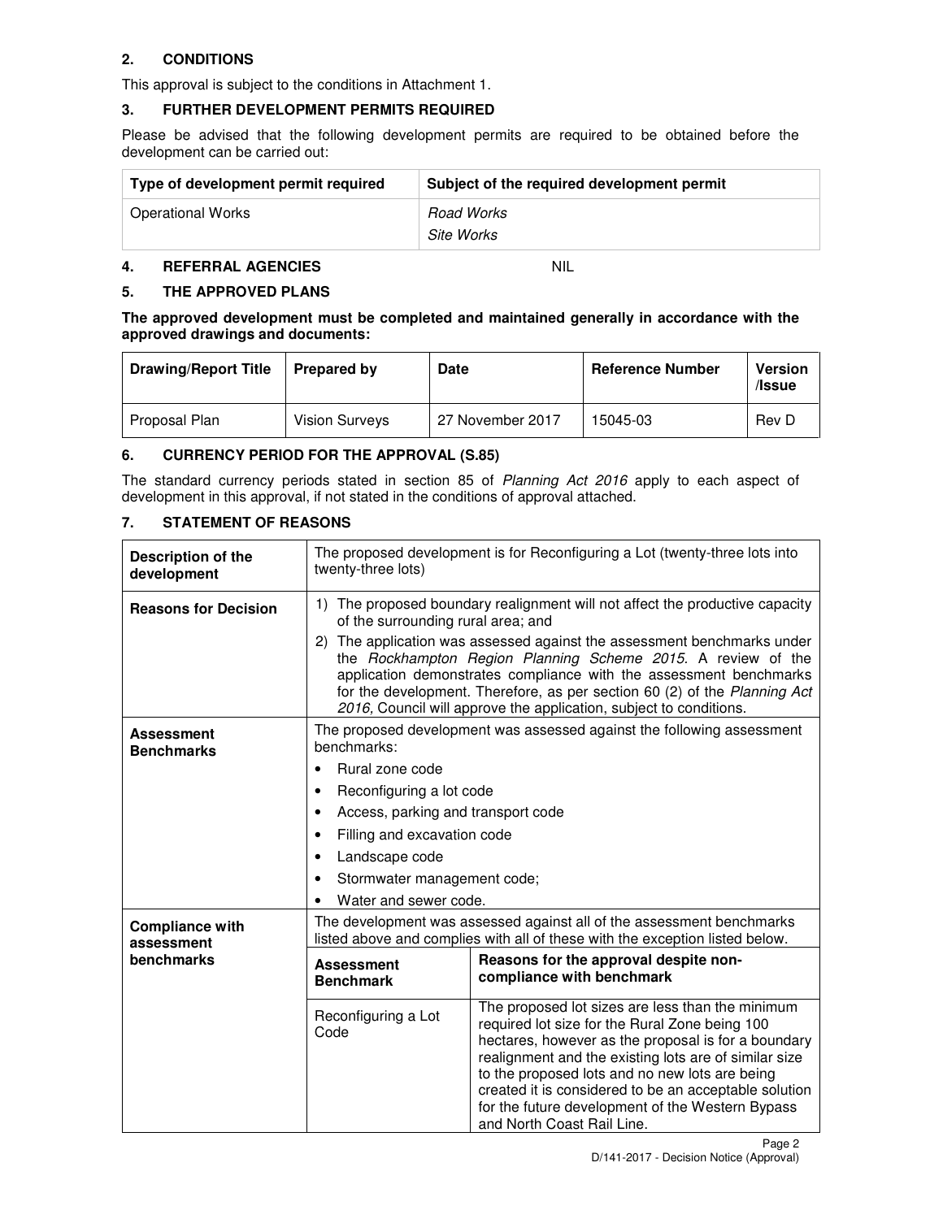## 2. CONDITIONS

This approval is subject to the conditions in Attachment 1.

## 3. FURTHER DEVELOPMENT PERMITS REQUIRED

Please be advised that the following development permits are required to be obtained before the development can be carried out:

| Type of development permit required | Subject of the required development permit |
|---|---|
| Operational Works | *Road Works*<br>*Site Works* |

## 4. REFERRAL AGENCIES NIL

## 5. THE APPROVED PLANS

**The approved development must be completed and maintained generally in accordance with the approved drawings and documents:**

| Drawing/Report Title | Prepared by | Date | Reference Number | Version /Issue |
|---|---|---|---|---|
| Proposal Plan | Vision Surveys | 27 November 2017 | 15045-03 | Rev D |

## 6. CURRENCY PERIOD FOR THE APPROVAL (S.85)

The standard currency periods stated in section 85 of *Planning Act 2016* apply to each aspect of development in this approval, if not stated in the conditions of approval attached.

## 7. STATEMENT OF REASONS

| | | |
|---|---|---|
| **Description of the development** | The proposed development is for Reconfiguring a Lot (twenty-three lots into twenty-three lots) | |
| **Reasons for Decision** | 1) The proposed boundary realignment will not affect the productive capacity of the surrounding rural area; and<br>2) The application was assessed against the assessment benchmarks under the *Rockhampton Region Planning Scheme 2015*. A review of the application demonstrates compliance with the assessment benchmarks for the development. Therefore, as per section 60 (2) of the *Planning Act 2016*, Council will approve the application, subject to conditions. | |
| **Assessment Benchmarks** | The proposed development was assessed against the following assessment benchmarks:<br>• Rural zone code<br>• Reconfiguring a lot code<br>• Access, parking and transport code<br>• Filling and excavation code<br>• Landscape code<br>• Stormwater management code;<br>• Water and sewer code. | |
| **Compliance with assessment benchmarks** | The development was assessed against all of the assessment benchmarks listed above and complies with all of these with the exception listed below. | |
| | **Assessment Benchmark** | **Reasons for the approval despite non-compliance with benchmark** |
| | Reconfiguring a Lot Code | The proposed lot sizes are less than the minimum required lot size for the Rural Zone being 100 hectares, however as the proposal is for a boundary realignment and the existing lots are of similar size to the proposed lots and no new lots are being created it is considered to be an acceptable solution for the future development of the Western Bypass and North Coast Rail Line. |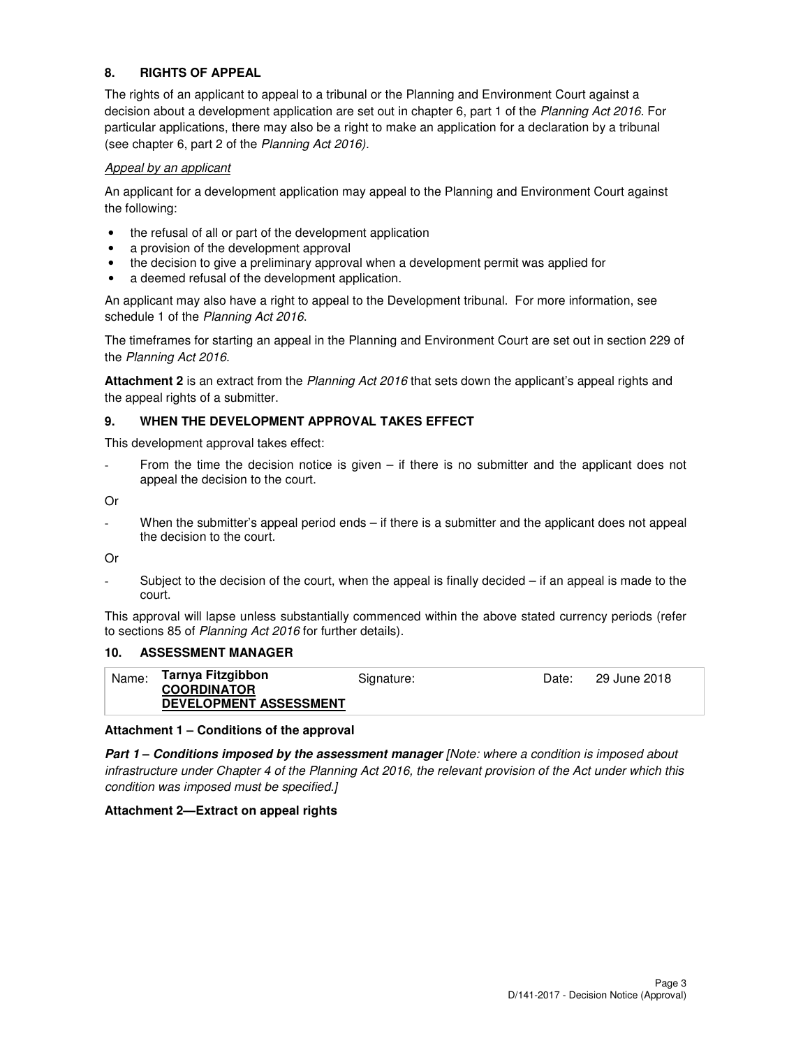## 8. RIGHTS OF APPEAL

The rights of an applicant to appeal to a tribunal or the Planning and Environment Court against a decision about a development application are set out in chapter 6, part 1 of the *Planning Act 2016*. For particular applications, there may also be a right to make an application for a declaration by a tribunal (see chapter 6, part 2 of the *Planning Act 2016)*.

*Appeal by an applicant*

An applicant for a development application may appeal to the Planning and Environment Court against the following:

- the refusal of all or part of the development application
- a provision of the development approval
- the decision to give a preliminary approval when a development permit was applied for
- a deemed refusal of the development application.

An applicant may also have a right to appeal to the Development tribunal. For more information, see schedule 1 of the *Planning Act 2016*.

The timeframes for starting an appeal in the Planning and Environment Court are set out in section 229 of the *Planning Act 2016*.

**Attachment 2** is an extract from the *Planning Act 2016* that sets down the applicant's appeal rights and the appeal rights of a submitter.

## 9. WHEN THE DEVELOPMENT APPROVAL TAKES EFFECT

This development approval takes effect:

- From the time the decision notice is given – if there is no submitter and the applicant does not appeal the decision to the court.

Or

- When the submitter's appeal period ends – if there is a submitter and the applicant does not appeal the decision to the court.

Or

- Subject to the decision of the court, when the appeal is finally decided – if an appeal is made to the court.

This approval will lapse unless substantially commenced within the above stated currency periods (refer to sections 85 of *Planning Act 2016* for further details).

## 10. ASSESSMENT MANAGER

| Name: | **Tarnya Fitzgibbon** **COORDINATOR DEVELOPMENT ASSESSMENT** | Signature: | Date: | 29 June 2018 |
|---|---|---|---|---|

**Attachment 1 – Conditions of the approval**

***Part 1 – Conditions imposed by the assessment manager*** *[Note: where a condition is imposed about infrastructure under Chapter 4 of the Planning Act 2016, the relevant provision of the Act under which this condition was imposed must be specified.]*

**Attachment 2—Extract on appeal rights**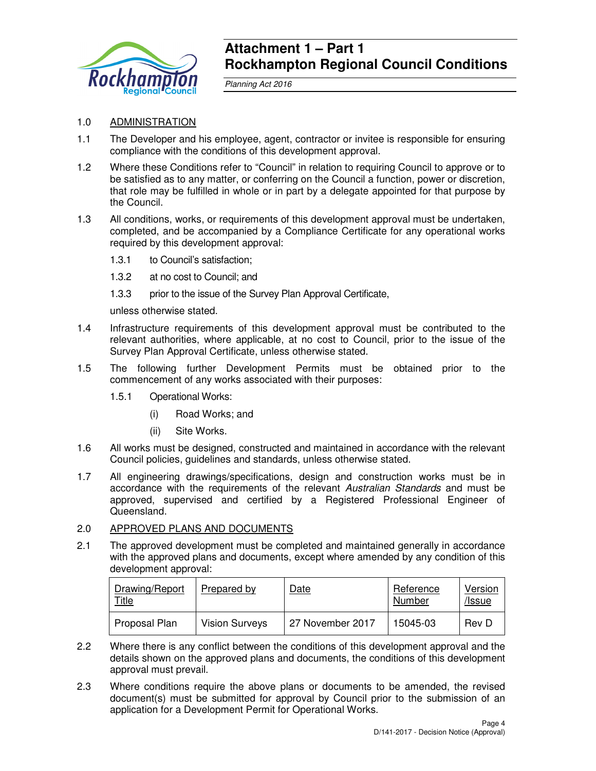# Attachment 1 – Part 1
# Rockhampton Regional Council Conditions

*Planning Act 2016*

1.0 ADMINISTRATION

1.1 The Developer and his employee, agent, contractor or invitee is responsible for ensuring compliance with the conditions of this development approval.

1.2 Where these Conditions refer to "Council" in relation to requiring Council to approve or to be satisfied as to any matter, or conferring on the Council a function, power or discretion, that role may be fulfilled in whole or in part by a delegate appointed for that purpose by the Council.

1.3 All conditions, works, or requirements of this development approval must be undertaken, completed, and be accompanied by a Compliance Certificate for any operational works required by this development approval:

1.3.1 to Council's satisfaction;

1.3.2 at no cost to Council; and

1.3.3 prior to the issue of the Survey Plan Approval Certificate,

unless otherwise stated.

1.4 Infrastructure requirements of this development approval must be contributed to the relevant authorities, where applicable, at no cost to Council, prior to the issue of the Survey Plan Approval Certificate, unless otherwise stated.

1.5 The following further Development Permits must be obtained prior to the commencement of any works associated with their purposes:

1.5.1 Operational Works:

(i) Road Works; and

(ii) Site Works.

1.6 All works must be designed, constructed and maintained in accordance with the relevant Council policies, guidelines and standards, unless otherwise stated.

1.7 All engineering drawings/specifications, design and construction works must be in accordance with the requirements of the relevant *Australian Standards* and must be approved, supervised and certified by a Registered Professional Engineer of Queensland.

2.0 APPROVED PLANS AND DOCUMENTS

2.1 The approved development must be completed and maintained generally in accordance with the approved plans and documents, except where amended by any condition of this development approval:

| Drawing/Report Title | Prepared by | Date | Reference Number | Version /Issue |
|---|---|---|---|---|
| Proposal Plan | Vision Surveys | 27 November 2017 | 15045-03 | Rev D |

2.2 Where there is any conflict between the conditions of this development approval and the details shown on the approved plans and documents, the conditions of this development approval must prevail.

2.3 Where conditions require the above plans or documents to be amended, the revised document(s) must be submitted for approval by Council prior to the submission of an application for a Development Permit for Operational Works.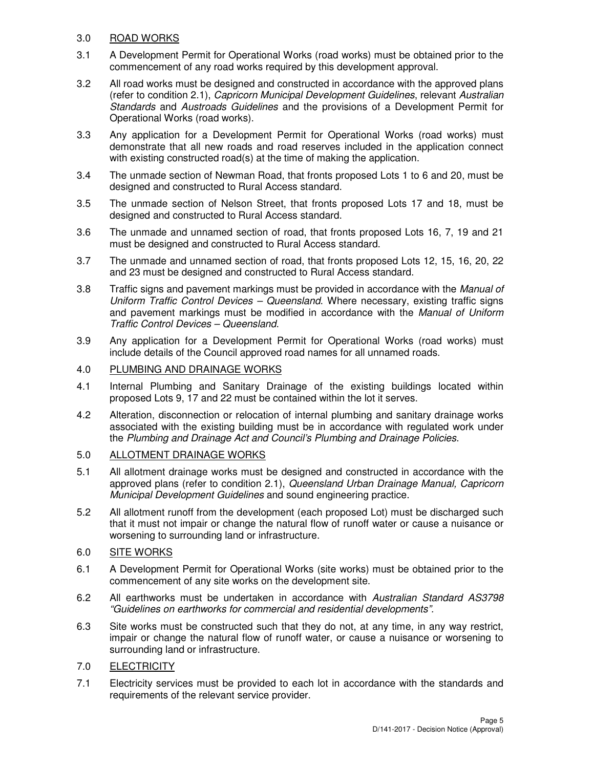## 3.0 ROAD WORKS

3.1 A Development Permit for Operational Works (road works) must be obtained prior to the commencement of any road works required by this development approval.

3.2 All road works must be designed and constructed in accordance with the approved plans (refer to condition 2.1), *Capricorn Municipal Development Guidelines*, relevant *Australian Standards* and *Austroads Guidelines* and the provisions of a Development Permit for Operational Works (road works).

3.3 Any application for a Development Permit for Operational Works (road works) must demonstrate that all new roads and road reserves included in the application connect with existing constructed road(s) at the time of making the application.

3.4 The unmade section of Newman Road, that fronts proposed Lots 1 to 6 and 20, must be designed and constructed to Rural Access standard.

3.5 The unmade section of Nelson Street, that fronts proposed Lots 17 and 18, must be designed and constructed to Rural Access standard.

3.6 The unmade and unnamed section of road, that fronts proposed Lots 16, 7, 19 and 21 must be designed and constructed to Rural Access standard.

3.7 The unmade and unnamed section of road, that fronts proposed Lots 12, 15, 16, 20, 22 and 23 must be designed and constructed to Rural Access standard.

3.8 Traffic signs and pavement markings must be provided in accordance with the *Manual of Uniform Traffic Control Devices – Queensland*. Where necessary, existing traffic signs and pavement markings must be modified in accordance with the *Manual of Uniform Traffic Control Devices – Queensland*.

3.9 Any application for a Development Permit for Operational Works (road works) must include details of the Council approved road names for all unnamed roads.

## 4.0 PLUMBING AND DRAINAGE WORKS

4.1 Internal Plumbing and Sanitary Drainage of the existing buildings located within proposed Lots 9, 17 and 22 must be contained within the lot it serves.

4.2 Alteration, disconnection or relocation of internal plumbing and sanitary drainage works associated with the existing building must be in accordance with regulated work under the *Plumbing and Drainage Act and Council's Plumbing and Drainage Policies*.

## 5.0 ALLOTMENT DRAINAGE WORKS

5.1 All allotment drainage works must be designed and constructed in accordance with the approved plans (refer to condition 2.1), *Queensland Urban Drainage Manual, Capricorn Municipal Development Guidelines* and sound engineering practice.

5.2 All allotment runoff from the development (each proposed Lot) must be discharged such that it must not impair or change the natural flow of runoff water or cause a nuisance or worsening to surrounding land or infrastructure.

## 6.0 SITE WORKS

6.1 A Development Permit for Operational Works (site works) must be obtained prior to the commencement of any site works on the development site.

6.2 All earthworks must be undertaken in accordance with *Australian Standard AS3798 "Guidelines on earthworks for commercial and residential developments"*.

6.3 Site works must be constructed such that they do not, at any time, in any way restrict, impair or change the natural flow of runoff water, or cause a nuisance or worsening to surrounding land or infrastructure.

## 7.0 ELECTRICITY

7.1 Electricity services must be provided to each lot in accordance with the standards and requirements of the relevant service provider.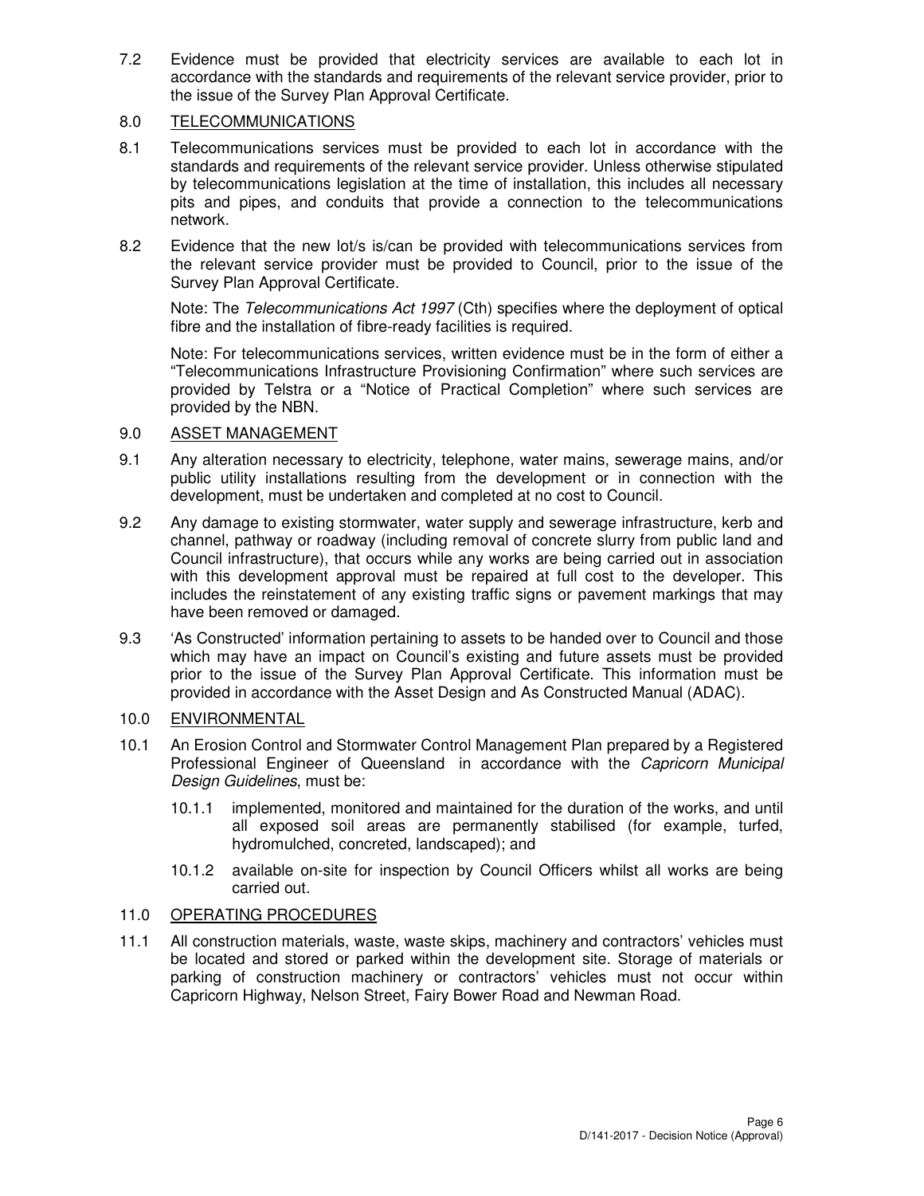7.2 Evidence must be provided that electricity services are available to each lot in accordance with the standards and requirements of the relevant service provider, prior to the issue of the Survey Plan Approval Certificate.

## 8.0 TELECOMMUNICATIONS

8.1 Telecommunications services must be provided to each lot in accordance with the standards and requirements of the relevant service provider. Unless otherwise stipulated by telecommunications legislation at the time of installation, this includes all necessary pits and pipes, and conduits that provide a connection to the telecommunications network.

8.2 Evidence that the new lot/s is/can be provided with telecommunications services from the relevant service provider must be provided to Council, prior to the issue of the Survey Plan Approval Certificate.

Note: The *Telecommunications Act 1997* (Cth) specifies where the deployment of optical fibre and the installation of fibre-ready facilities is required.

Note: For telecommunications services, written evidence must be in the form of either a "Telecommunications Infrastructure Provisioning Confirmation" where such services are provided by Telstra or a "Notice of Practical Completion" where such services are provided by the NBN.

## 9.0 ASSET MANAGEMENT

9.1 Any alteration necessary to electricity, telephone, water mains, sewerage mains, and/or public utility installations resulting from the development or in connection with the development, must be undertaken and completed at no cost to Council.

9.2 Any damage to existing stormwater, water supply and sewerage infrastructure, kerb and channel, pathway or roadway (including removal of concrete slurry from public land and Council infrastructure), that occurs while any works are being carried out in association with this development approval must be repaired at full cost to the developer. This includes the reinstatement of any existing traffic signs or pavement markings that may have been removed or damaged.

9.3 'As Constructed' information pertaining to assets to be handed over to Council and those which may have an impact on Council's existing and future assets must be provided prior to the issue of the Survey Plan Approval Certificate. This information must be provided in accordance with the Asset Design and As Constructed Manual (ADAC).

## 10.0 ENVIRONMENTAL

10.1 An Erosion Control and Stormwater Control Management Plan prepared by a Registered Professional Engineer of Queensland in accordance with the *Capricorn Municipal Design Guidelines*, must be:

10.1.1 implemented, monitored and maintained for the duration of the works, and until all exposed soil areas are permanently stabilised (for example, turfed, hydromulched, concreted, landscaped); and

10.1.2 available on-site for inspection by Council Officers whilst all works are being carried out.

## 11.0 OPERATING PROCEDURES

11.1 All construction materials, waste, waste skips, machinery and contractors' vehicles must be located and stored or parked within the development site. Storage of materials or parking of construction machinery or contractors' vehicles must not occur within Capricorn Highway, Nelson Street, Fairy Bower Road and Newman Road.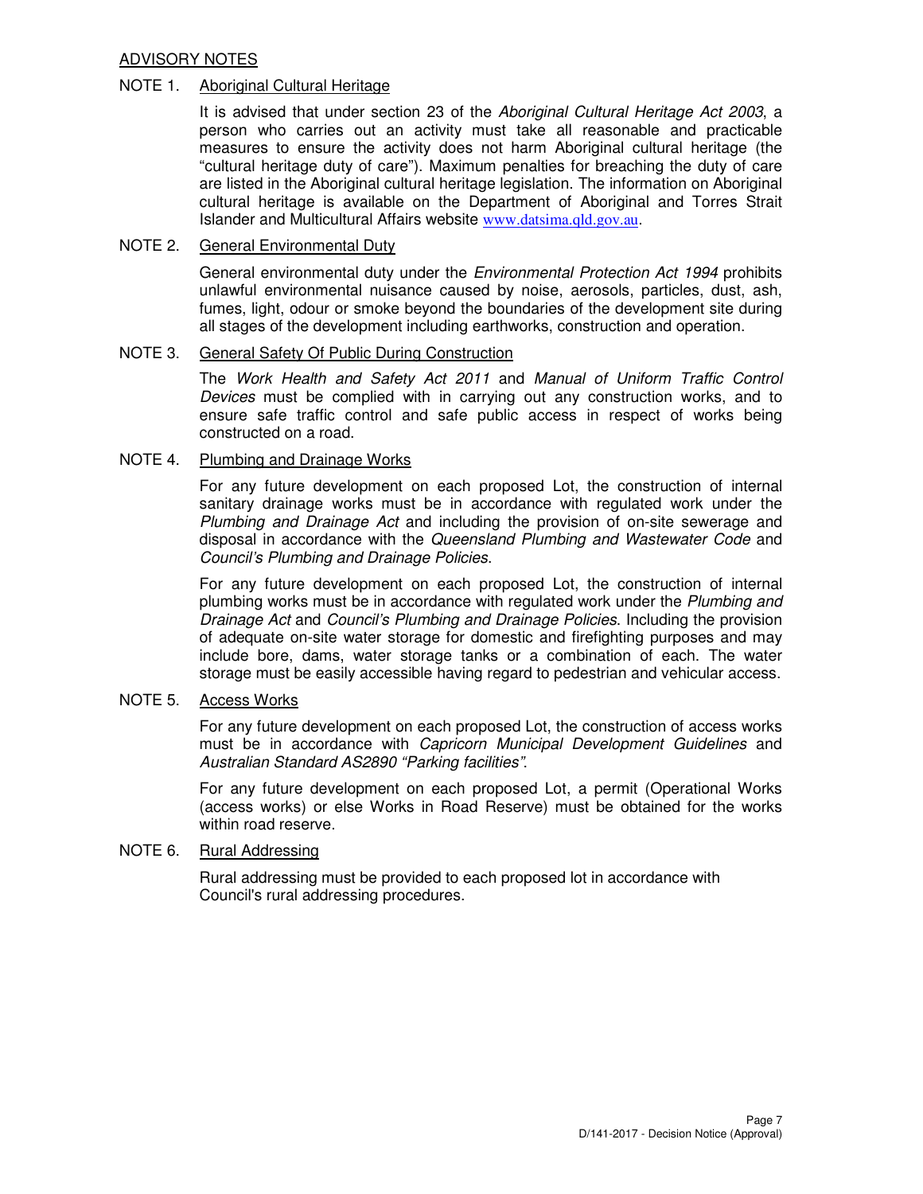## ADVISORY NOTES

### NOTE 1. Aboriginal Cultural Heritage

It is advised that under section 23 of the *Aboriginal Cultural Heritage Act 2003*, a person who carries out an activity must take all reasonable and practicable measures to ensure the activity does not harm Aboriginal cultural heritage (the "cultural heritage duty of care"). Maximum penalties for breaching the duty of care are listed in the Aboriginal cultural heritage legislation. The information on Aboriginal cultural heritage is available on the Department of Aboriginal and Torres Strait Islander and Multicultural Affairs website www.datsima.qld.gov.au.

### NOTE 2. General Environmental Duty

General environmental duty under the *Environmental Protection Act 1994* prohibits unlawful environmental nuisance caused by noise, aerosols, particles, dust, ash, fumes, light, odour or smoke beyond the boundaries of the development site during all stages of the development including earthworks, construction and operation.

### NOTE 3. General Safety Of Public During Construction

The *Work Health and Safety Act 2011* and *Manual of Uniform Traffic Control Devices* must be complied with in carrying out any construction works, and to ensure safe traffic control and safe public access in respect of works being constructed on a road.

### NOTE 4. Plumbing and Drainage Works

For any future development on each proposed Lot, the construction of internal sanitary drainage works must be in accordance with regulated work under the *Plumbing and Drainage Act* and including the provision of on-site sewerage and disposal in accordance with the *Queensland Plumbing and Wastewater Code* and *Council's Plumbing and Drainage Policies.*

For any future development on each proposed Lot, the construction of internal plumbing works must be in accordance with regulated work under the *Plumbing and Drainage Act* and *Council's Plumbing and Drainage Policies*. Including the provision of adequate on-site water storage for domestic and firefighting purposes and may include bore, dams, water storage tanks or a combination of each. The water storage must be easily accessible having regard to pedestrian and vehicular access.

### NOTE 5. Access Works

For any future development on each proposed Lot, the construction of access works must be in accordance with *Capricorn Municipal Development Guidelines* and *Australian Standard AS2890 "Parking facilities".*

For any future development on each proposed Lot, a permit (Operational Works (access works) or else Works in Road Reserve) must be obtained for the works within road reserve.

### NOTE 6. Rural Addressing

Rural addressing must be provided to each proposed lot in accordance with Council's rural addressing procedures.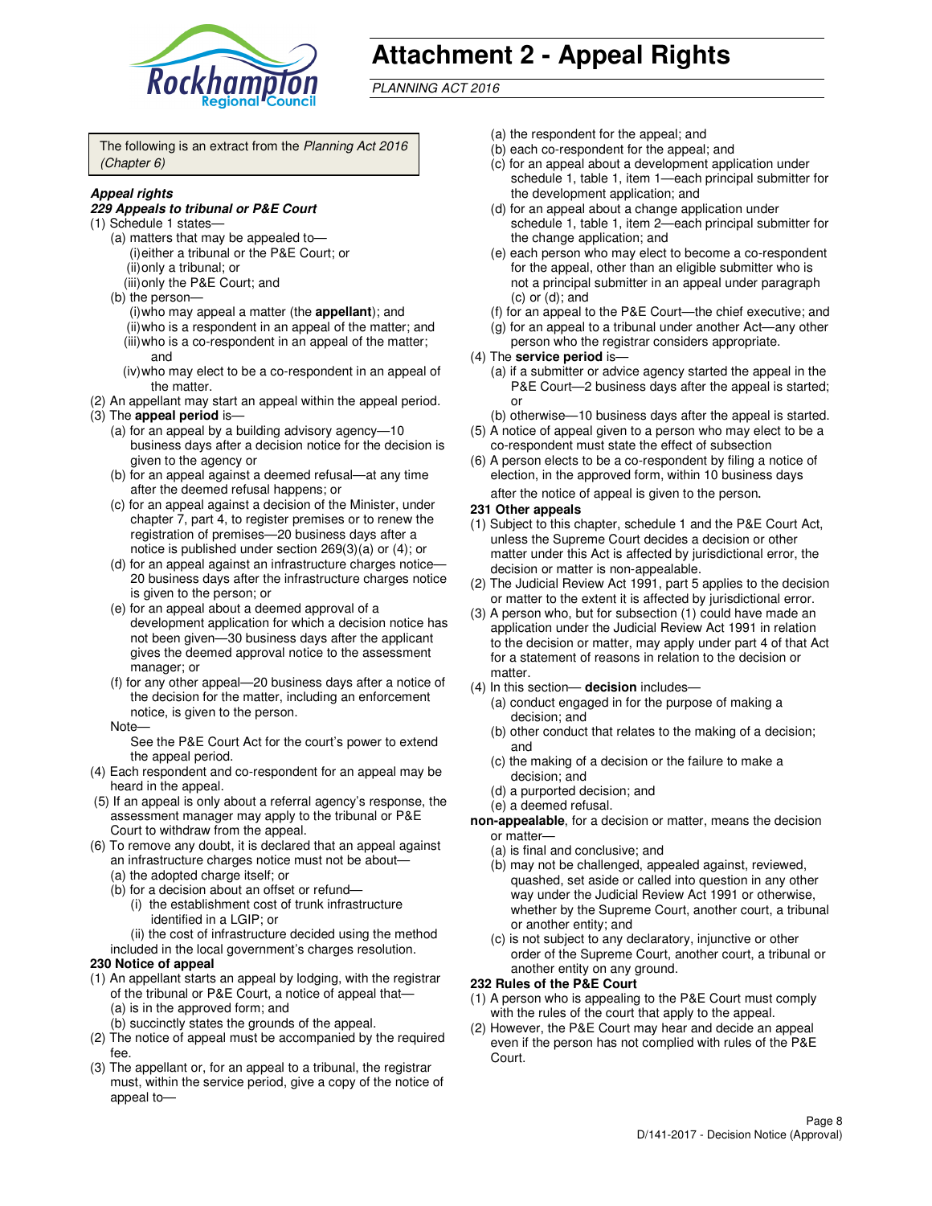# Attachment 2 - Appeal Rights

*PLANNING ACT 2016*

The following is an extract from the *Planning Act 2016 (Chapter 6)*

***Appeal rights***

***229 Appeals to tribunal or P&E Court***

(1) Schedule 1 states—
   - (a) matters that may be appealed to—
     - (i) either a tribunal or the P&E Court; or
     - (ii) only a tribunal; or
     - (iii) only the P&E Court; and
   - (b) the person—
     - (i) who may appeal a matter (the **appellant**); and
     - (ii) who is a respondent in an appeal of the matter; and
     - (iii) who is a co-respondent in an appeal of the matter; and
     - (iv) who may elect to be a co-respondent in an appeal of the matter.

(2) An appellant may start an appeal within the appeal period.

(3) The **appeal period** is—
   - (a) for an appeal by a building advisory agency—10 business days after a decision notice for the decision is given to the agency or
   - (b) for an appeal against a deemed refusal—at any time after the deemed refusal happens; or
   - (c) for an appeal against a decision of the Minister, under chapter 7, part 4, to register premises or to renew the registration of premises—20 business days after a notice is published under section 269(3)(a) or (4); or
   - (d) for an appeal against an infrastructure charges notice—20 business days after the infrastructure charges notice is given to the person; or
   - (e) for an appeal about a deemed approval of a development application for which a decision notice has not been given—30 business days after the applicant gives the deemed approval notice to the assessment manager; or
   - (f) for any other appeal—20 business days after a notice of the decision for the matter, including an enforcement notice, is given to the person.

   Note—

   See the P&E Court Act for the court's power to extend the appeal period.

(4) Each respondent and co-respondent for an appeal may be heard in the appeal.

(5) If an appeal is only about a referral agency's response, the assessment manager may apply to the tribunal or P&E Court to withdraw from the appeal.

(6) To remove any doubt, it is declared that an appeal against an infrastructure charges notice must not be about—
   - (a) the adopted charge itself; or
   - (b) for a decision about an offset or refund—
     - (i) the establishment cost of trunk infrastructure identified in a LGIP; or
     - (ii) the cost of infrastructure decided using the method

   included in the local government's charges resolution.

**230 Notice of appeal**

(1) An appellant starts an appeal by lodging, with the registrar of the tribunal or P&E Court, a notice of appeal that—
   - (a) is in the approved form; and
   - (b) succinctly states the grounds of the appeal.

(2) The notice of appeal must be accompanied by the required fee.

(3) The appellant or, for an appeal to a tribunal, the registrar must, within the service period, give a copy of the notice of appeal to—
   - (a) the respondent for the appeal; and
   - (b) each co-respondent for the appeal; and
   - (c) for an appeal about a development application under schedule 1, table 1, item 1—each principal submitter for the development application; and
   - (d) for an appeal about a change application under schedule 1, table 1, item 2—each principal submitter for the change application; and
   - (e) each person who may elect to become a co-respondent for the appeal, other than an eligible submitter who is not a principal submitter in an appeal under paragraph (c) or (d); and
   - (f) for an appeal to the P&E Court—the chief executive; and
   - (g) for an appeal to a tribunal under another Act—any other person who the registrar considers appropriate.

(4) The **service period** is—
   - (a) if a submitter or advice agency started the appeal in the P&E Court—2 business days after the appeal is started; or
   - (b) otherwise—10 business days after the appeal is started.

(5) A notice of appeal given to a person who may elect to be a co-respondent must state the effect of subsection

(6) A person elects to be a co-respondent by filing a notice of election, in the approved form, within 10 business days after the notice of appeal is given to the person.

**231 Other appeals**

(1) Subject to this chapter, schedule 1 and the P&E Court Act, unless the Supreme Court decides a decision or other matter under this Act is affected by jurisdictional error, the decision or matter is non-appealable.

(2) The Judicial Review Act 1991, part 5 applies to the decision or matter to the extent it is affected by jurisdictional error.

(3) A person who, but for subsection (1) could have made an application under the Judicial Review Act 1991 in relation to the decision or matter, may apply under part 4 of that Act for a statement of reasons in relation to the decision or matter.

(4) In this section— **decision** includes—
   - (a) conduct engaged in for the purpose of making a decision; and
   - (b) other conduct that relates to the making of a decision; and
   - (c) the making of a decision or the failure to make a decision; and
   - (d) a purported decision; and
   - (e) a deemed refusal.

**non-appealable**, for a decision or matter, means the decision or matter—
   - (a) is final and conclusive; and
   - (b) may not be challenged, appealed against, reviewed, quashed, set aside or called into question in any other way under the Judicial Review Act 1991 or otherwise, whether by the Supreme Court, another court, a tribunal or another entity; and
   - (c) is not subject to any declaratory, injunctive or other order of the Supreme Court, another court, a tribunal or another entity on any ground.

**232 Rules of the P&E Court**

(1) A person who is appealing to the P&E Court must comply with the rules of the court that apply to the appeal.

(2) However, the P&E Court may hear and decide an appeal even if the person has not complied with rules of the P&E Court.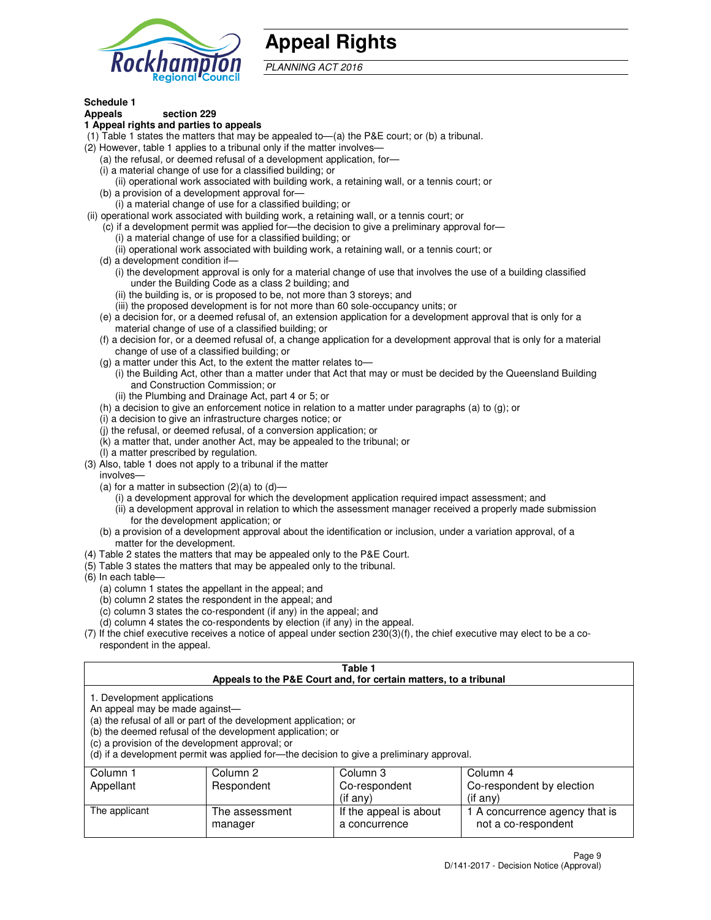# Appeal Rights

*PLANNING ACT 2016*

**Schedule 1**
**Appeals section 229**
**1 Appeal rights and parties to appeals**

(1) Table 1 states the matters that may be appealed to—(a) the P&E court; or (b) a tribunal.

(2) However, table 1 applies to a tribunal only if the matter involves—

(a) the refusal, or deemed refusal of a development application, for—

(i) a material change of use for a classified building; or

(ii) operational work associated with building work, a retaining wall, or a tennis court; or

(b) a provision of a development approval for—

(i) a material change of use for a classified building; or

(ii) operational work associated with building work, a retaining wall, or a tennis court; or

(c) if a development permit was applied for—the decision to give a preliminary approval for—

(i) a material change of use for a classified building; or

(ii) operational work associated with building work, a retaining wall, or a tennis court; or

(d) a development condition if—

(i) the development approval is only for a material change of use that involves the use of a building classified under the Building Code as a class 2 building; and

(ii) the building is, or is proposed to be, not more than 3 storeys; and

(iii) the proposed development is for not more than 60 sole-occupancy units; or

(e) a decision for, or a deemed refusal of, an extension application for a development approval that is only for a material change of use of a classified building; or

(f) a decision for, or a deemed refusal of, a change application for a development approval that is only for a material change of use of a classified building; or

(g) a matter under this Act, to the extent the matter relates to—

(i) the Building Act, other than a matter under that Act that may or must be decided by the Queensland Building and Construction Commission; or

(ii) the Plumbing and Drainage Act, part 4 or 5; or

(h) a decision to give an enforcement notice in relation to a matter under paragraphs (a) to (g); or

(i) a decision to give an infrastructure charges notice; or

(j) the refusal, or deemed refusal, of a conversion application; or

(k) a matter that, under another Act, may be appealed to the tribunal; or

(l) a matter prescribed by regulation.

(3) Also, table 1 does not apply to a tribunal if the matter involves—

(a) for a matter in subsection (2)(a) to (d)—

(i) a development approval for which the development application required impact assessment; and

(ii) a development approval in relation to which the assessment manager received a properly made submission for the development application; or

(b) a provision of a development approval about the identification or inclusion, under a variation approval, of a matter for the development.

(4) Table 2 states the matters that may be appealed only to the P&E Court.

(5) Table 3 states the matters that may be appealed only to the tribunal.

(6) In each table—

(a) column 1 states the appellant in the appeal; and

(b) column 2 states the respondent in the appeal; and

(c) column 3 states the co-respondent (if any) in the appeal; and

(d) column 4 states the co-respondents by election (if any) in the appeal.

(7) If the chief executive receives a notice of appeal under section 230(3)(f), the chief executive may elect to be a co-respondent in the appeal.

**Table 1**
**Appeals to the P&E Court and, for certain matters, to a tribunal**

1. Development applications

An appeal may be made against—

(a) the refusal of all or part of the development application; or

(b) the deemed refusal of the development application; or

(c) a provision of the development approval; or

(d) if a development permit was applied for—the decision to give a preliminary approval.

| Column 1<br>Appellant | Column 2<br>Respondent | Column 3<br>Co-respondent<br>(if any) | Column 4<br>Co-respondent by election<br>(if any) |
|---|---|---|---|
| The applicant | The assessment manager | If the appeal is about a concurrence | 1 A concurrence agency that is not a co-respondent |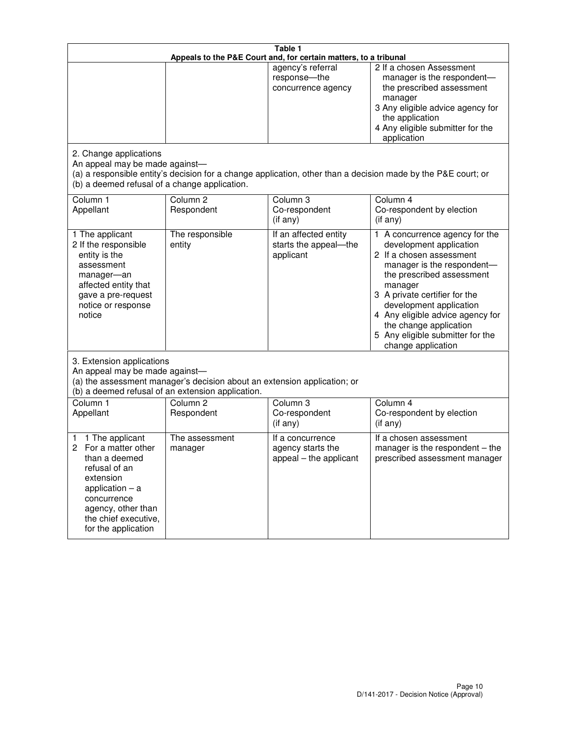**Table 1**
**Appeals to the P&E Court and, for certain matters, to a tribunal**

| | | | |
|---|---|---|---|
| | | agency's referral response—the concurrence agency | 2 If a chosen Assessment manager is the respondent—the prescribed assessment manager<br>3 Any eligible advice agency for the application<br>4 Any eligible submitter for the application |

2. Change applications
An appeal may be made against—
(a) a responsible entity's decision for a change application, other than a decision made by the P&E court; or
(b) a deemed refusal of a change application.

| Column 1<br>Appellant | Column 2<br>Respondent | Column 3<br>Co-respondent<br>(if any) | Column 4<br>Co-respondent by election<br>(if any) |
|---|---|---|---|
| 1 The applicant<br>2 If the responsible entity is the assessment manager—an affected entity that gave a pre-request notice or response notice | The responsible entity | If an affected entity starts the appeal—the applicant | 1 A concurrence agency for the development application<br>2 If a chosen assessment manager is the respondent—the prescribed assessment manager<br>3 A private certifier for the development application<br>4 Any eligible advice agency for the change application<br>5 Any eligible submitter for the change application |

3. Extension applications
An appeal may be made against—
(a) the assessment manager's decision about an extension application; or
(b) a deemed refusal of an extension application.

| Column 1<br>Appellant | Column 2<br>Respondent | Column 3<br>Co-respondent<br>(if any) | Column 4<br>Co-respondent by election<br>(if any) |
|---|---|---|---|
| 1 1 The applicant<br>2 For a matter other than a deemed refusal of an extension application – a concurrence agency, other than the chief executive, for the application | The assessment manager | If a concurrence agency starts the appeal – the applicant | If a chosen assessment manager is the respondent – the prescribed assessment manager |

D/141-2017 - Decision Notice (Approval)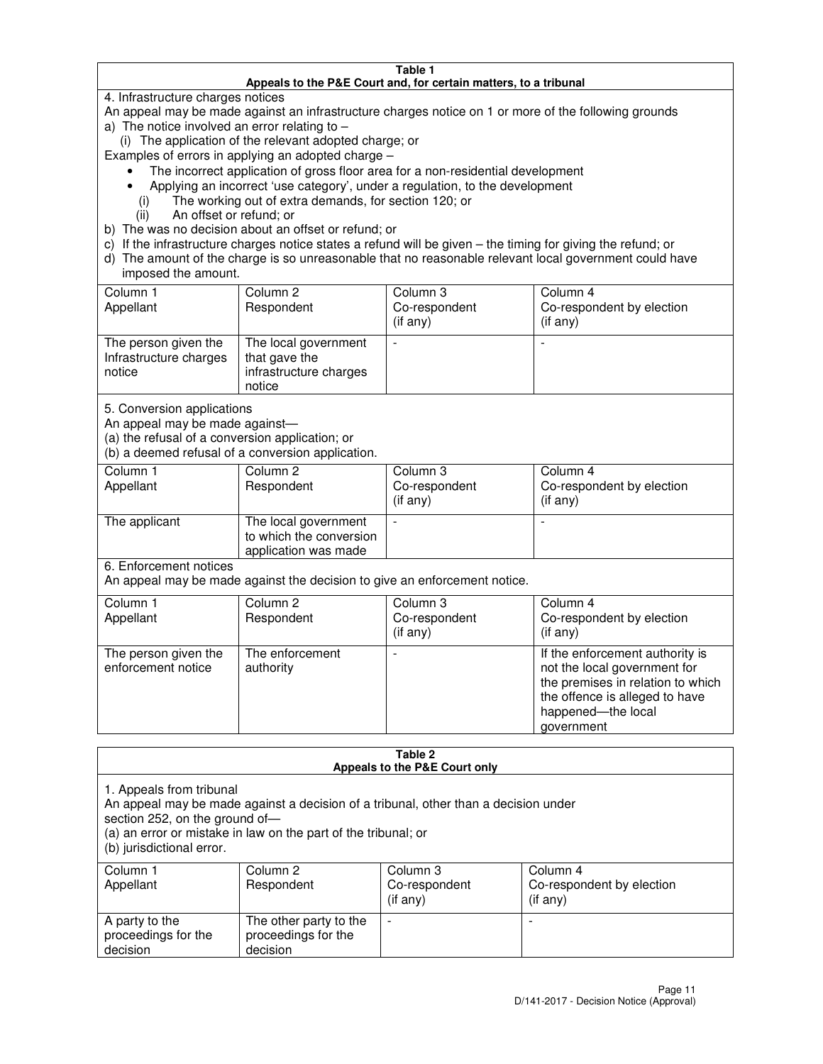**Table 1**
**Appeals to the P&E Court and, for certain matters, to a tribunal**

4. Infrastructure charges notices

An appeal may be made against an infrastructure charges notice on 1 or more of the following grounds

a) The notice involved an error relating to –
   (i) The application of the relevant adopted charge; or

Examples of errors in applying an adopted charge –

- The incorrect application of gross floor area for a non-residential development
- Applying an incorrect 'use category', under a regulation, to the development
   (i) The working out of extra demands, for section 120; or
   (ii) An offset or refund; or

b) The was no decision about an offset or refund; or

c) If the infrastructure charges notice states a refund will be given – the timing for giving the refund; or

d) The amount of the charge is so unreasonable that no reasonable relevant local government could have imposed the amount.

| Column 1 Appellant | Column 2 Respondent | Column 3 Co-respondent (if any) | Column 4 Co-respondent by election (if any) |
|---|---|---|---|
| The person given the Infrastructure charges notice | The local government that gave the infrastructure charges notice | - | - |

5. Conversion applications

An appeal may be made against—
(a) the refusal of a conversion application; or
(b) a deemed refusal of a conversion application.

| Column 1 Appellant | Column 2 Respondent | Column 3 Co-respondent (if any) | Column 4 Co-respondent by election (if any) |
|---|---|---|---|
| The applicant | The local government to which the conversion application was made | - | - |

6. Enforcement notices

An appeal may be made against the decision to give an enforcement notice.

| Column 1 Appellant | Column 2 Respondent | Column 3 Co-respondent (if any) | Column 4 Co-respondent by election (if any) |
|---|---|---|---|
| The person given the enforcement notice | The enforcement authority | - | If the enforcement authority is not the local government for the premises in relation to which the offence is alleged to have happened—the local government |

**Table 2**
**Appeals to the P&E Court only**

1. Appeals from tribunal

An appeal may be made against a decision of a tribunal, other than a decision under section 252, on the ground of—
(a) an error or mistake in law on the part of the tribunal; or
(b) jurisdictional error.

| Column 1 Appellant | Column 2 Respondent | Column 3 Co-respondent (if any) | Column 4 Co-respondent by election (if any) |
|---|---|---|---|
| A party to the proceedings for the decision | The other party to the proceedings for the decision | - | - |

D/141-2017 - Decision Notice (Approval)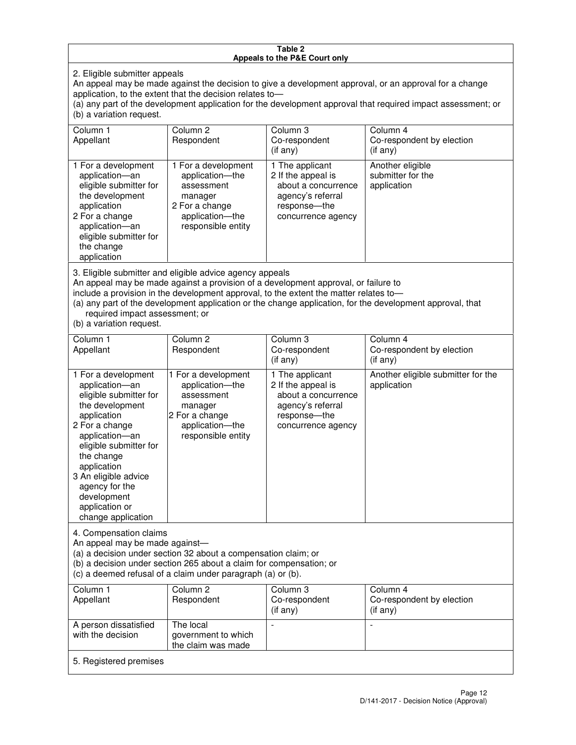**Table 2**
**Appeals to the P&E Court only**

2. Eligible submitter appeals

An appeal may be made against the decision to give a development approval, or an approval for a change application, to the extent that the decision relates to—

(a) any part of the development application for the development approval that required impact assessment; or

(b) a variation request.

| Column 1<br>Appellant | Column 2<br>Respondent | Column 3<br>Co-respondent<br>(if any) | Column 4<br>Co-respondent by election<br>(if any) |
|---|---|---|---|
| 1 For a development application—an eligible submitter for the development application<br>2 For a change application—an eligible submitter for the change application | 1 For a development application—the assessment manager<br>2 For a change application—the responsible entity | 1 The applicant<br>2 If the appeal is about a concurrence agency's referral response—the concurrence agency | Another eligible submitter for the application |

3. Eligible submitter and eligible advice agency appeals

An appeal may be made against a provision of a development approval, or failure to include a provision in the development approval, to the extent the matter relates to—

(a) any part of the development application or the change application, for the development approval, that required impact assessment; or

(b) a variation request.

| Column 1<br>Appellant | Column 2<br>Respondent | Column 3<br>Co-respondent<br>(if any) | Column 4<br>Co-respondent by election<br>(if any) |
|---|---|---|---|
| 1 For a development application—an eligible submitter for the development application<br>2 For a change application—an eligible submitter for the change application<br>3 An eligible advice agency for the development application or change application | 1 For a development application—the assessment manager<br>2 For a change application—the responsible entity | 1 The applicant<br>2 If the appeal is about a concurrence agency's referral response—the concurrence agency | Another eligible submitter for the application |

4. Compensation claims

An appeal may be made against—

(a) a decision under section 32 about a compensation claim; or

(b) a decision under section 265 about a claim for compensation; or

(c) a deemed refusal of a claim under paragraph (a) or (b).

| Column 1<br>Appellant | Column 2<br>Respondent | Column 3<br>Co-respondent<br>(if any) | Column 4<br>Co-respondent by election<br>(if any) |
|---|---|---|---|
| A person dissatisfied with the decision | The local government to which the claim was made | - | - |

5. Registered premises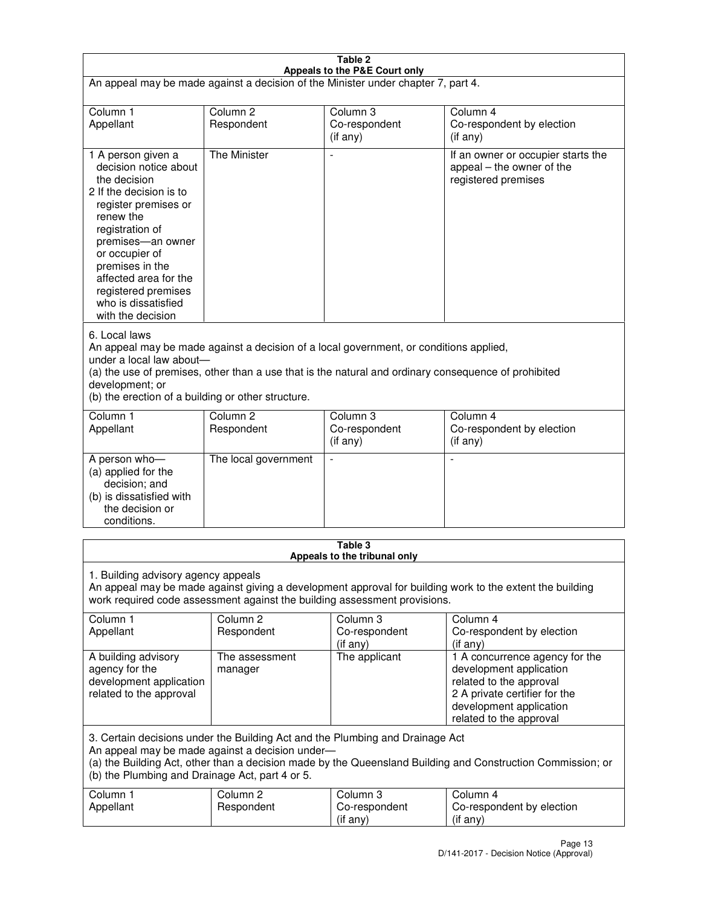**Table 2**
**Appeals to the P&E Court only**

An appeal may be made against a decision of the Minister under chapter 7, part 4.

| Column 1<br>Appellant | Column 2<br>Respondent | Column 3<br>Co-respondent<br>(if any) | Column 4<br>Co-respondent by election<br>(if any) |
|---|---|---|---|
| 1 A person given a decision notice about the decision<br>2 If the decision is to register premises or renew the registration of premises—an owner or occupier of premises in the affected area for the registered premises who is dissatisfied with the decision | The Minister | - | If an owner or occupier starts the appeal – the owner of the registered premises |

6. Local laws

An appeal may be made against a decision of a local government, or conditions applied, under a local law about—

(a) the use of premises, other than a use that is the natural and ordinary consequence of prohibited development; or

(b) the erection of a building or other structure.

| Column 1<br>Appellant | Column 2<br>Respondent | Column 3<br>Co-respondent<br>(if any) | Column 4<br>Co-respondent by election<br>(if any) |
|---|---|---|---|
| A person who—<br>(a) applied for the decision; and<br>(b) is dissatisfied with the decision or conditions. | The local government | - | - |

**Table 3**
**Appeals to the tribunal only**

1. Building advisory agency appeals

An appeal may be made against giving a development approval for building work to the extent the building work required code assessment against the building assessment provisions.

| Column 1<br>Appellant | Column 2<br>Respondent | Column 3<br>Co-respondent<br>(if any) | Column 4<br>Co-respondent by election<br>(if any) |
|---|---|---|---|
| A building advisory agency for the development application related to the approval | The assessment manager | The applicant | 1 A concurrence agency for the development application related to the approval<br>2 A private certifier for the development application related to the approval |

3. Certain decisions under the Building Act and the Plumbing and Drainage Act

An appeal may be made against a decision under—

(a) the Building Act, other than a decision made by the Queensland Building and Construction Commission; or

(b) the Plumbing and Drainage Act, part 4 or 5.

| Column 1<br>Appellant | Column 2<br>Respondent | Column 3<br>Co-respondent<br>(if any) | Column 4<br>Co-respondent by election<br>(if any) |
|---|---|---|---|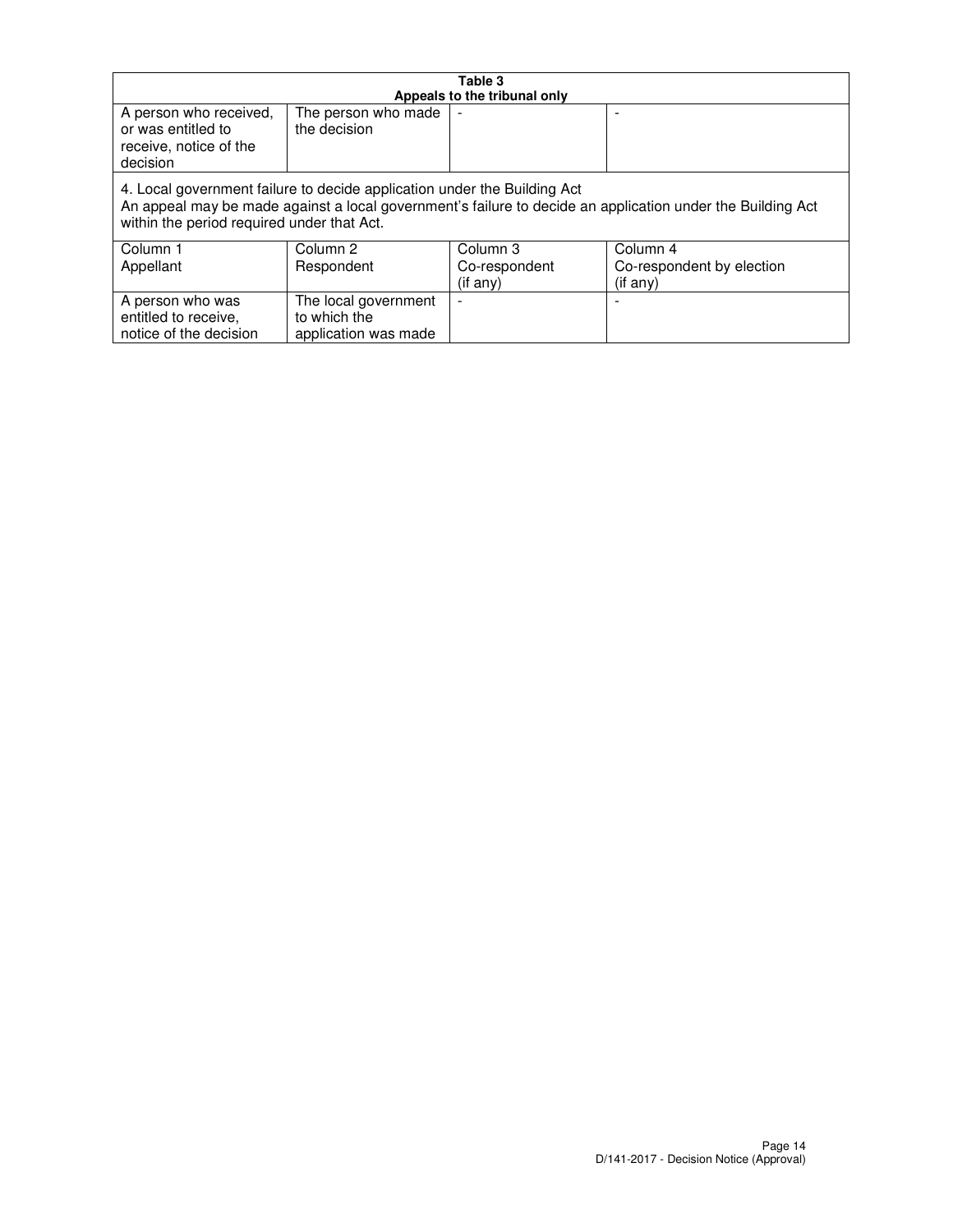| Table 3<br>Appeals to the tribunal only | | | |
|---|---|---|---|
| A person who received, or was entitled to receive, notice of the decision | The person who made the decision | - | - |
| 4. Local government failure to decide application under the Building Act<br>An appeal may be made against a local government's failure to decide an application under the Building Act within the period required under that Act. | | | |
| Column 1<br>Appellant | Column 2<br>Respondent | Column 3<br>Co-respondent<br>(if any) | Column 4<br>Co-respondent by election<br>(if any) |
| A person who was entitled to receive, notice of the decision | The local government to which the application was made | - | - |

D/141-2017 - Decision Notice (Approval)